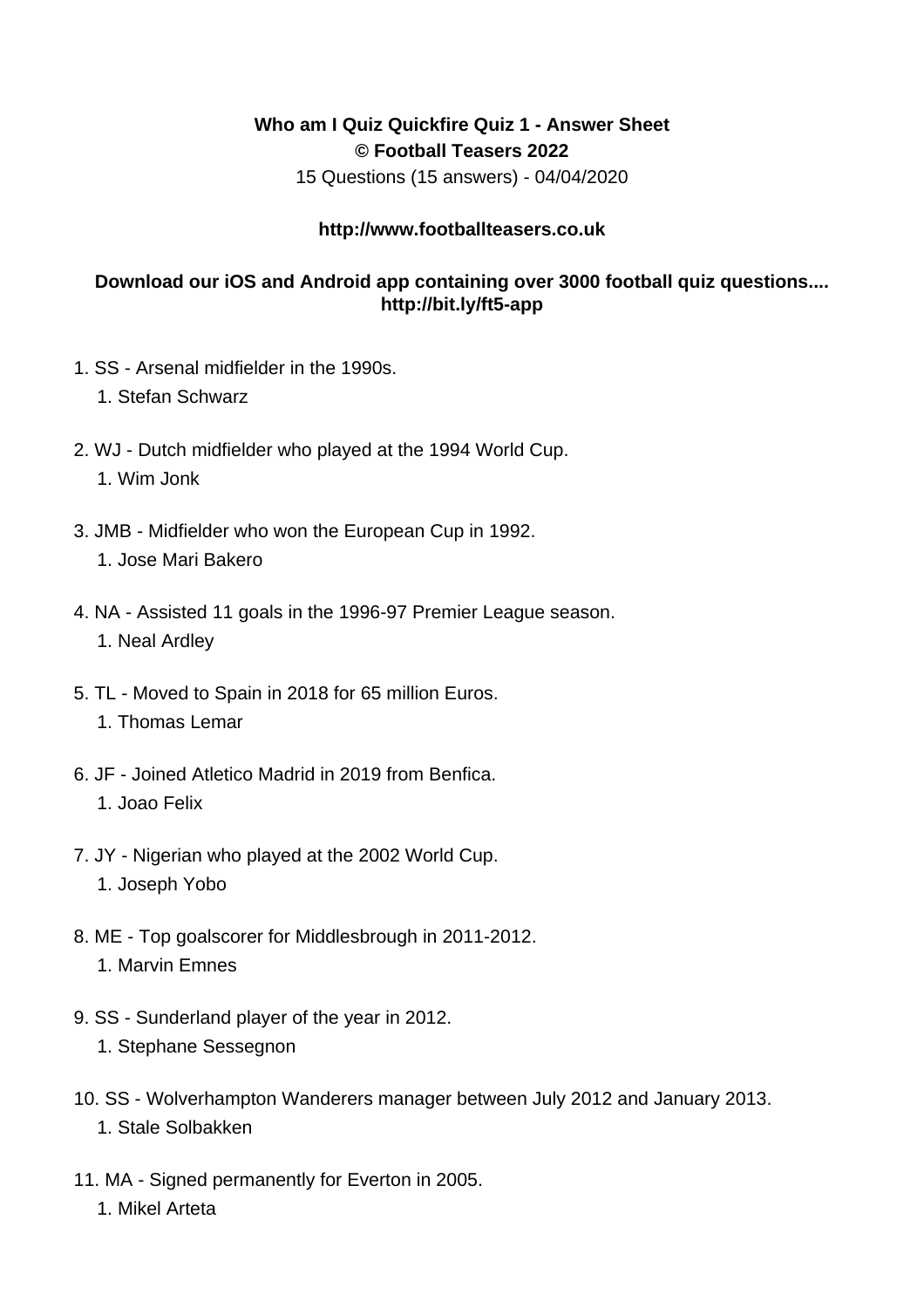**Who am I Quiz Quickfire Quiz 1 - Answer Sheet**
**© Football Teasers 2022**
15 Questions (15 answers) - 04/04/2020

**http://www.footballteasers.co.uk**

**Download our iOS and Android app containing over 3000 football quiz questions.... http://bit.ly/ft5-app**

1. SS - Arsenal midfielder in the 1990s.
    1. Stefan Schwarz
2. WJ - Dutch midfielder who played at the 1994 World Cup.
    1. Wim Jonk
3. JMB - Midfielder who won the European Cup in 1992.
    1. Jose Mari Bakero
4. NA - Assisted 11 goals in the 1996-97 Premier League season.
    1. Neal Ardley
5. TL - Moved to Spain in 2018 for 65 million Euros.
    1. Thomas Lemar
6. JF - Joined Atletico Madrid in 2019 from Benfica.
    1. Joao Felix
7. JY - Nigerian who played at the 2002 World Cup.
    1. Joseph Yobo
8. ME - Top goalscorer for Middlesbrough in 2011-2012.
    1. Marvin Emnes
9. SS - Sunderland player of the year in 2012.
    1. Stephane Sessegnon
10. SS - Wolverhampton Wanderers manager between July 2012 and January 2013.
    1. Stale Solbakken
11. MA - Signed permanently for Everton in 2005.
    1. Mikel Arteta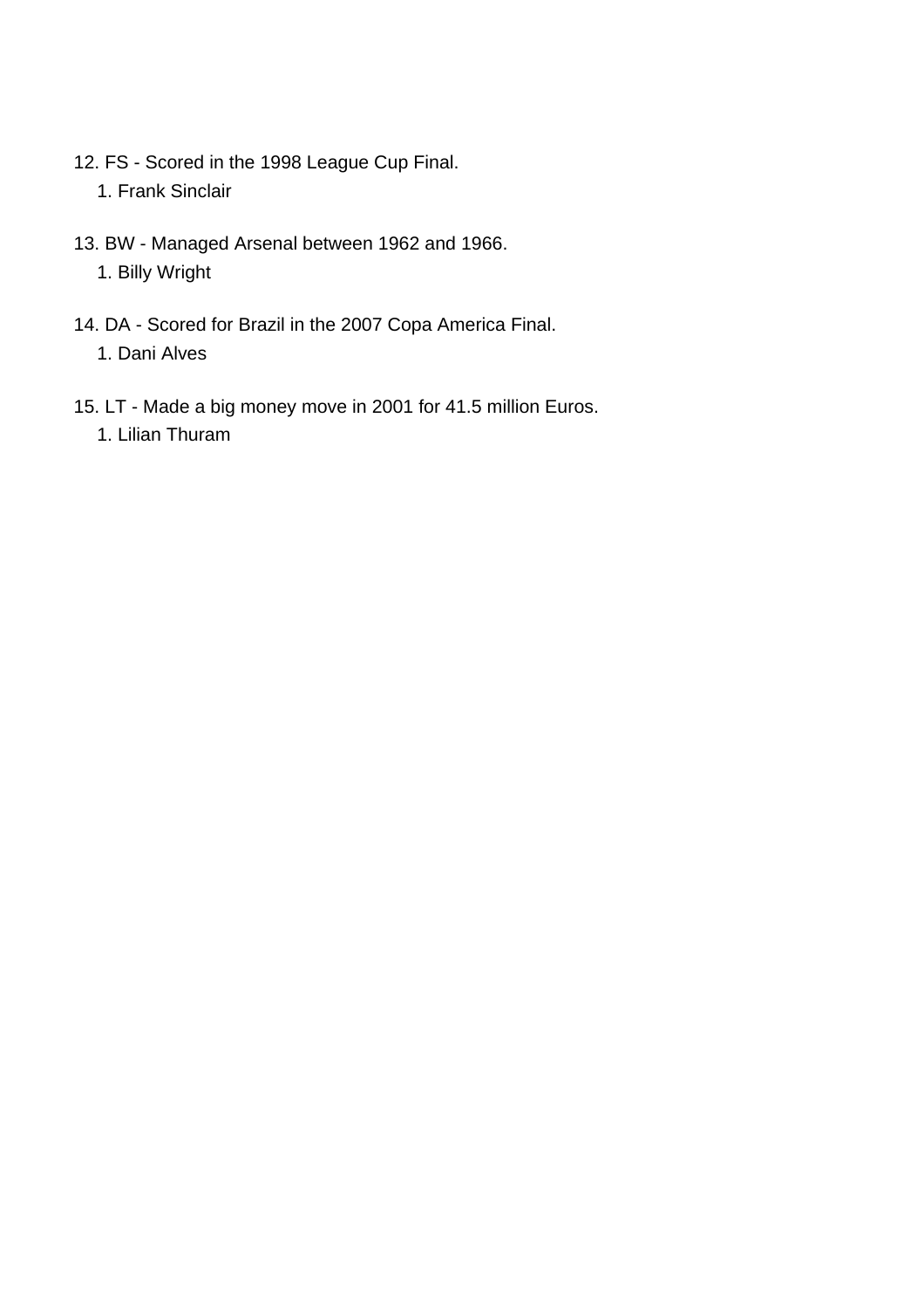12. FS - Scored in the 1998 League Cup Final.
    1. Frank Sinclair

13. BW - Managed Arsenal between 1962 and 1966.
    1. Billy Wright

14. DA - Scored for Brazil in the 2007 Copa America Final.
    1. Dani Alves

15. LT - Made a big money move in 2001 for 41.5 million Euros.
    1. Lilian Thuram